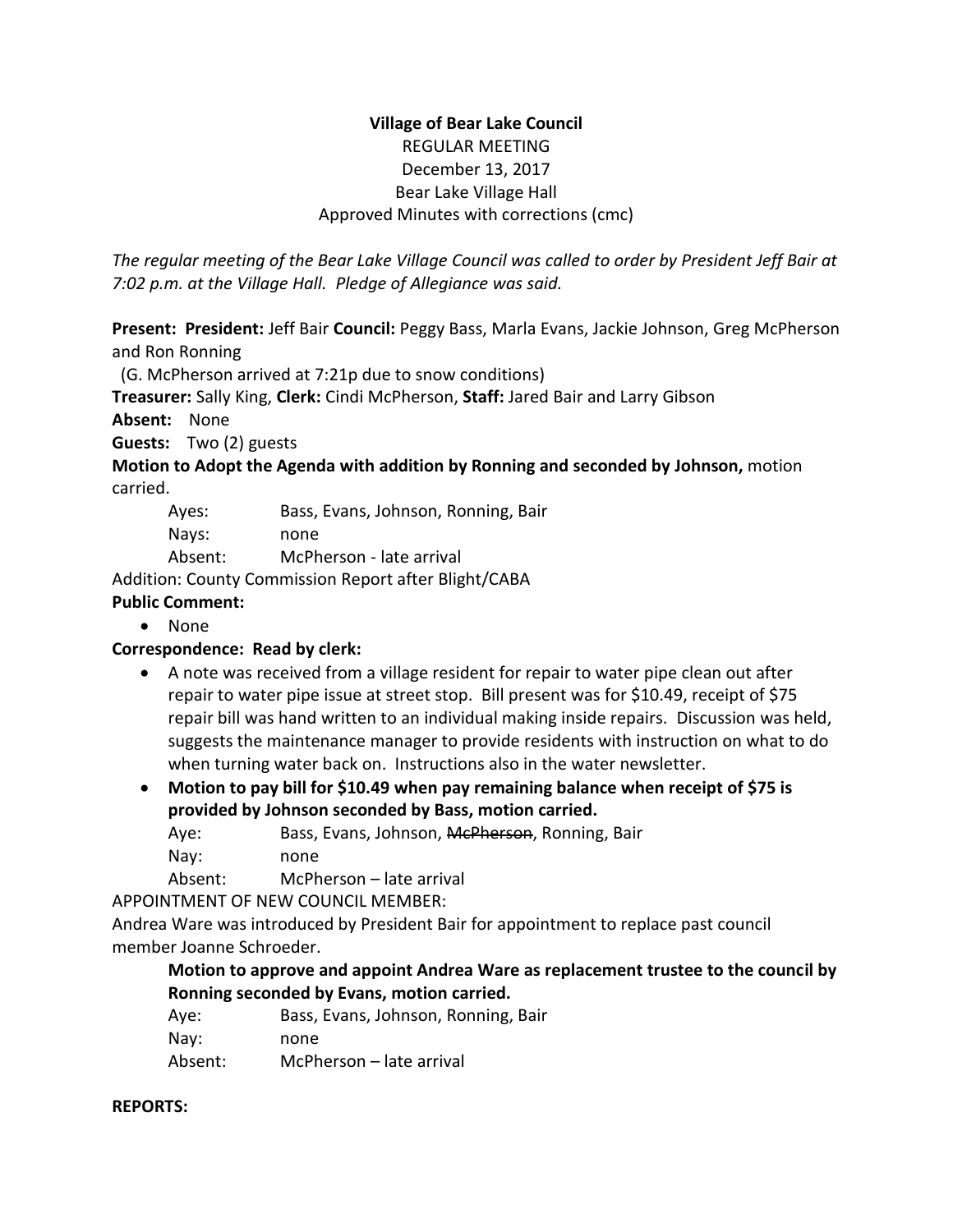**Village of Bear Lake Council**

REGULAR MEETING

December 13, 2017

Bear Lake Village Hall

Approved Minutes with corrections (cmc)

*The regular meeting of the Bear Lake Village Council was called to order by President Jeff Bair at 7:02 p.m. at the Village Hall. Pledge of Allegiance was said.*

**Present: President:** Jeff Bair **Council:** Peggy Bass, Marla Evans, Jackie Johnson, Greg McPherson and Ron Ronning

(G. McPherson arrived at 7:21p due to snow conditions)

**Treasurer:** Sally King, **Clerk:** Cindi McPherson, **Staff:** Jared Bair and Larry Gibson

**Absent:** None

**Guests:** Two (2) guests

**Motion to Adopt the Agenda with addition by Ronning and seconded by Johnson,** motion carried.

Ayes: Bass, Evans, Johnson, Ronning, Bair

Nays: none

Absent: McPherson - late arrival

Addition: County Commission Report after Blight/CABA

**Public Comment:**

- None

**Correspondence: Read by clerk:**

- A note was received from a village resident for repair to water pipe clean out after repair to water pipe issue at street stop. Bill present was for $10.49, receipt of $75 repair bill was hand written to an individual making inside repairs. Discussion was held, suggests the maintenance manager to provide residents with instruction on what to do when turning water back on. Instructions also in the water newsletter.
- **Motion to pay bill for $10.49 when pay remaining balance when receipt of $75 is provided by Johnson seconded by Bass, motion carried.**

Aye: Bass, Evans, Johnson, ~~McPherson~~, Ronning, Bair

Nay: none

Absent: McPherson – late arrival

APPOINTMENT OF NEW COUNCIL MEMBER:

Andrea Ware was introduced by President Bair for appointment to replace past council member Joanne Schroeder.

**Motion to approve and appoint Andrea Ware as replacement trustee to the council by Ronning seconded by Evans, motion carried.**

Aye: Bass, Evans, Johnson, Ronning, Bair

Nay: none

Absent: McPherson – late arrival

**REPORTS:**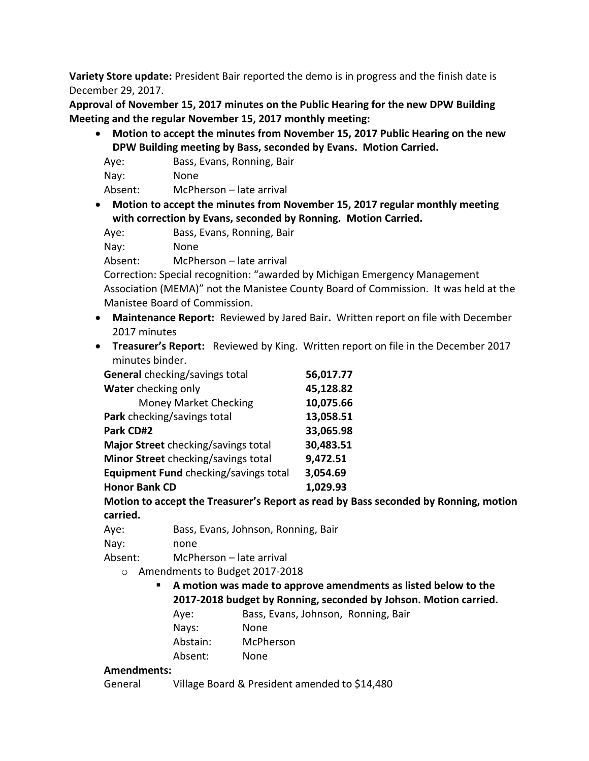**Variety Store update:** President Bair reported the demo is in progress and the finish date is December 29, 2017.

**Approval of November 15, 2017 minutes on the Public Hearing for the new DPW Building Meeting and the regular November 15, 2017 monthly meeting:**

- **Motion to accept the minutes from November 15, 2017 Public Hearing on the new DPW Building meeting by Bass, seconded by Evans. Motion Carried.**

  Aye: Bass, Evans, Ronning, Bair
  Nay: None
  Absent: McPherson – late arrival

- **Motion to accept the minutes from November 15, 2017 regular monthly meeting with correction by Evans, seconded by Ronning. Motion Carried.**

  Aye: Bass, Evans, Ronning, Bair
  Nay: None
  Absent: McPherson – late arrival

  Correction: Special recognition: "awarded by Michigan Emergency Management Association (MEMA)" not the Manistee County Board of Commission. It was held at the Manistee Board of Commission.

- **Maintenance Report:** Reviewed by Jared Bair**.** Written report on file with December 2017 minutes

- **Treasurer's Report:** Reviewed by King. Written report on file in the December 2017 minutes binder.

| | |
|---|---|
| **General** checking/savings total | **56,017.77** |
| **Water** checking only | **45,128.82** |
| Money Market Checking | **10,075.66** |
| **Park** checking/savings total | **13,058.51** |
| **Park CD#2** | **33,065.98** |
| **Major Street** checking/savings total | **30,483.51** |
| **Minor Street** checking/savings total | **9,472.51** |
| **Equipment Fund** checking/savings total | **3,054.69** |
| **Honor Bank CD** | **1,029.93** |

  **Motion to accept the Treasurer's Report as read by Bass seconded by Ronning, motion carried.**

  Aye: Bass, Evans, Johnson, Ronning, Bair
  Nay: none
  Absent: McPherson – late arrival

  - Amendments to Budget 2017-2018
    - **A motion was made to approve amendments as listed below to the 2017-2018 budget by Ronning, seconded by Johson. Motion carried.**

      Aye: Bass, Evans, Johnson, Ronning, Bair
      Nays: None
      Abstain: McPherson
      Absent: None

**Amendments:**

General Village Board & President amended to $14,480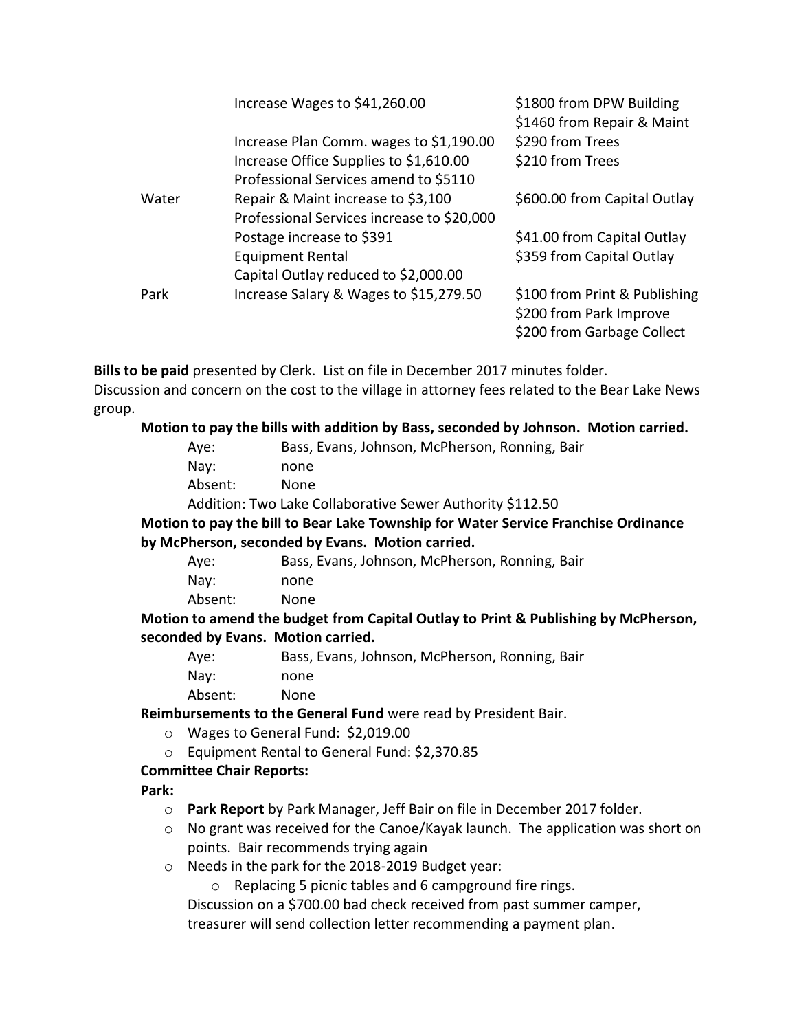| | | |
|---|---|---|
| | Increase Wages to $41,260.00 | $1800 from DPW Building<br>$1460 from Repair & Maint |
| | Increase Plan Comm. wages to $1,190.00 | $290 from Trees |
| | Increase Office Supplies to $1,610.00 | $210 from Trees |
| | Professional Services amend to $5110 | |
| Water | Repair & Maint increase to $3,100 | $600.00 from Capital Outlay |
| | Professional Services increase to $20,000 | |
| | Postage increase to $391 | $41.00 from Capital Outlay |
| | Equipment Rental | $359 from Capital Outlay |
| | Capital Outlay reduced to $2,000.00 | |
| Park | Increase Salary & Wages to $15,279.50 | $100 from Print & Publishing<br>$200 from Park Improve<br>$200 from Garbage Collect |

**Bills to be paid** presented by Clerk. List on file in December 2017 minutes folder.
Discussion and concern on the cost to the village in attorney fees related to the Bear Lake News group.

**Motion to pay the bills with addition by Bass, seconded by Johnson. Motion carried.**

Aye: Bass, Evans, Johnson, McPherson, Ronning, Bair
Nay: none
Absent: None
Addition: Two Lake Collaborative Sewer Authority $112.50

**Motion to pay the bill to Bear Lake Township for Water Service Franchise Ordinance by McPherson, seconded by Evans. Motion carried.**

Aye: Bass, Evans, Johnson, McPherson, Ronning, Bair
Nay: none
Absent: None

**Motion to amend the budget from Capital Outlay to Print & Publishing by McPherson, seconded by Evans. Motion carried.**

Aye: Bass, Evans, Johnson, McPherson, Ronning, Bair
Nay: none
Absent: None

**Reimbursements to the General Fund** were read by President Bair.

- Wages to General Fund: $2,019.00
- Equipment Rental to General Fund: $2,370.85

**Committee Chair Reports:**

**Park:**

- **Park Report** by Park Manager, Jeff Bair on file in December 2017 folder.
- No grant was received for the Canoe/Kayak launch. The application was short on points. Bair recommends trying again
- Needs in the park for the 2018-2019 Budget year:
  - Replacing 5 picnic tables and 6 campground fire rings.

  Discussion on a $700.00 bad check received from past summer camper, treasurer will send collection letter recommending a payment plan.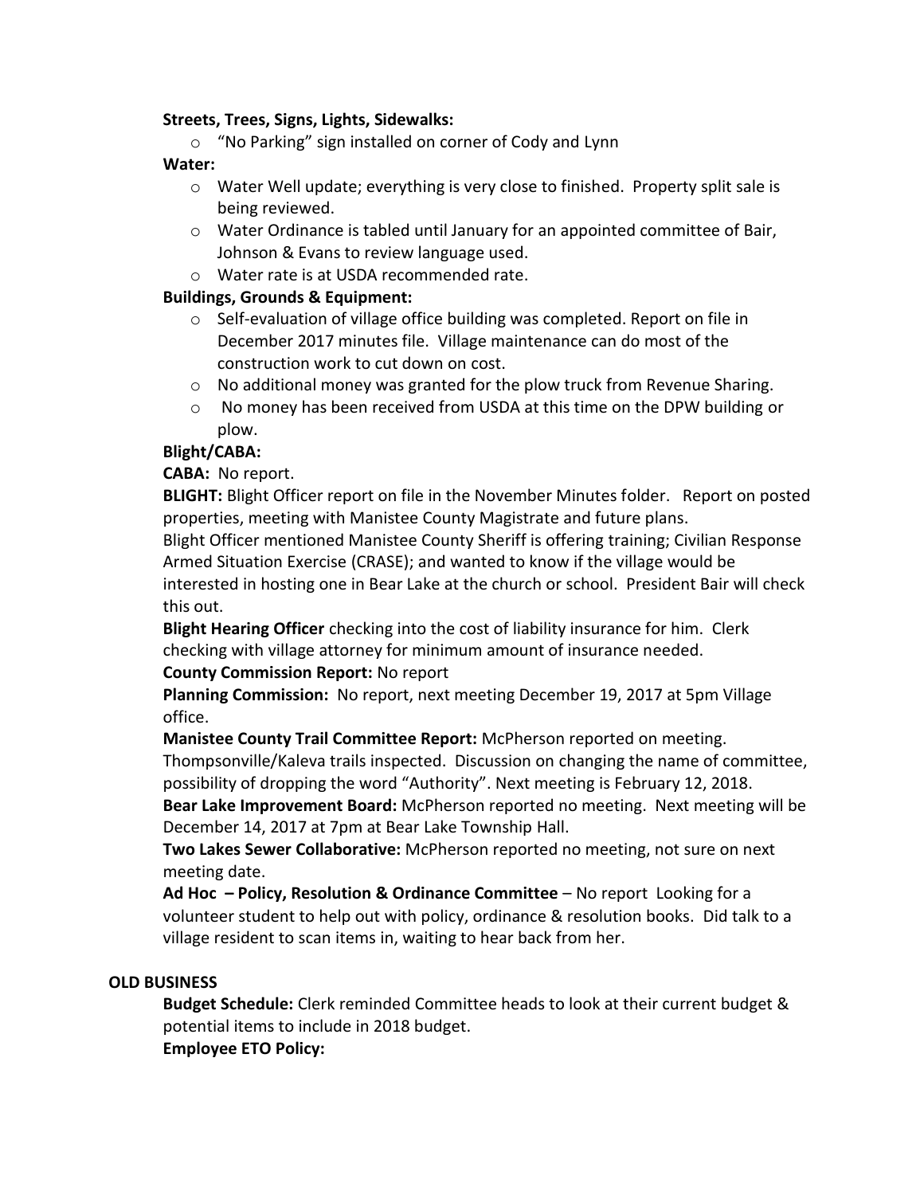**Streets, Trees, Signs, Lights, Sidewalks:**

- "No Parking" sign installed on corner of Cody and Lynn

**Water:**

- Water Well update; everything is very close to finished. Property split sale is being reviewed.
- Water Ordinance is tabled until January for an appointed committee of Bair, Johnson & Evans to review language used.
- Water rate is at USDA recommended rate.

**Buildings, Grounds & Equipment:**

- Self-evaluation of village office building was completed. Report on file in December 2017 minutes file. Village maintenance can do most of the construction work to cut down on cost.
- No additional money was granted for the plow truck from Revenue Sharing.
- No money has been received from USDA at this time on the DPW building or plow.

**Blight/CABA:**

**CABA:** No report.

**BLIGHT:** Blight Officer report on file in the November Minutes folder. Report on posted properties, meeting with Manistee County Magistrate and future plans.
Blight Officer mentioned Manistee County Sheriff is offering training; Civilian Response Armed Situation Exercise (CRASE); and wanted to know if the village would be interested in hosting one in Bear Lake at the church or school. President Bair will check this out.

**Blight Hearing Officer** checking into the cost of liability insurance for him. Clerk checking with village attorney for minimum amount of insurance needed.

**County Commission Report:** No report

**Planning Commission:** No report, next meeting December 19, 2017 at 5pm Village office.

**Manistee County Trail Committee Report:** McPherson reported on meeting. Thompsonville/Kaleva trails inspected. Discussion on changing the name of committee, possibility of dropping the word "Authority". Next meeting is February 12, 2018.

**Bear Lake Improvement Board:** McPherson reported no meeting. Next meeting will be December 14, 2017 at 7pm at Bear Lake Township Hall.

**Two Lakes Sewer Collaborative:** McPherson reported no meeting, not sure on next meeting date.

**Ad Hoc – Policy, Resolution & Ordinance Committee** – No report Looking for a volunteer student to help out with policy, ordinance & resolution books. Did talk to a village resident to scan items in, waiting to hear back from her.

**OLD BUSINESS**

**Budget Schedule:** Clerk reminded Committee heads to look at their current budget & potential items to include in 2018 budget.

**Employee ETO Policy:**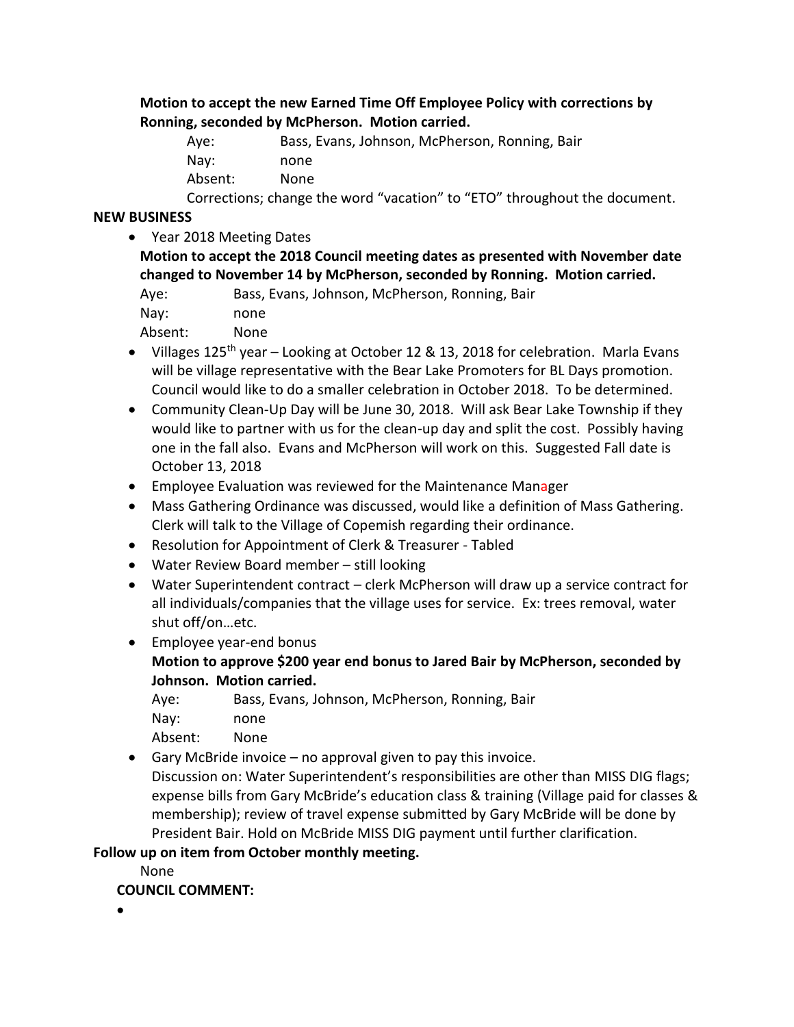**Motion to accept the new Earned Time Off Employee Policy with corrections by Ronning, seconded by McPherson. Motion carried.**

Aye: Bass, Evans, Johnson, McPherson, Ronning, Bair
Nay: none
Absent: None

Corrections; change the word "vacation" to "ETO" throughout the document.

**NEW BUSINESS**

- Year 2018 Meeting Dates

  **Motion to accept the 2018 Council meeting dates as presented with November date changed to November 14 by McPherson, seconded by Ronning. Motion carried.**

  Aye: Bass, Evans, Johnson, McPherson, Ronning, Bair
  Nay: none
  Absent: None

- Villages 125th year – Looking at October 12 & 13, 2018 for celebration. Marla Evans will be village representative with the Bear Lake Promoters for BL Days promotion. Council would like to do a smaller celebration in October 2018. To be determined.
- Community Clean-Up Day will be June 30, 2018. Will ask Bear Lake Township if they would like to partner with us for the clean-up day and split the cost. Possibly having one in the fall also. Evans and McPherson will work on this. Suggested Fall date is October 13, 2018
- Employee Evaluation was reviewed for the Maintenance Manager
- Mass Gathering Ordinance was discussed, would like a definition of Mass Gathering. Clerk will talk to the Village of Copemish regarding their ordinance.
- Resolution for Appointment of Clerk & Treasurer - Tabled
- Water Review Board member – still looking
- Water Superintendent contract – clerk McPherson will draw up a service contract for all individuals/companies that the village uses for service. Ex: trees removal, water shut off/on…etc.
- Employee year-end bonus

  **Motion to approve $200 year end bonus to Jared Bair by McPherson, seconded by Johnson. Motion carried.**

  Aye: Bass, Evans, Johnson, McPherson, Ronning, Bair
  Nay: none
  Absent: None

- Gary McBride invoice – no approval given to pay this invoice.
  Discussion on: Water Superintendent's responsibilities are other than MISS DIG flags; expense bills from Gary McBride's education class & training (Village paid for classes & membership); review of travel expense submitted by Gary McBride will be done by President Bair. Hold on McBride MISS DIG payment until further clarification.

**Follow up on item from October monthly meeting.**

None

**COUNCIL COMMENT:**

-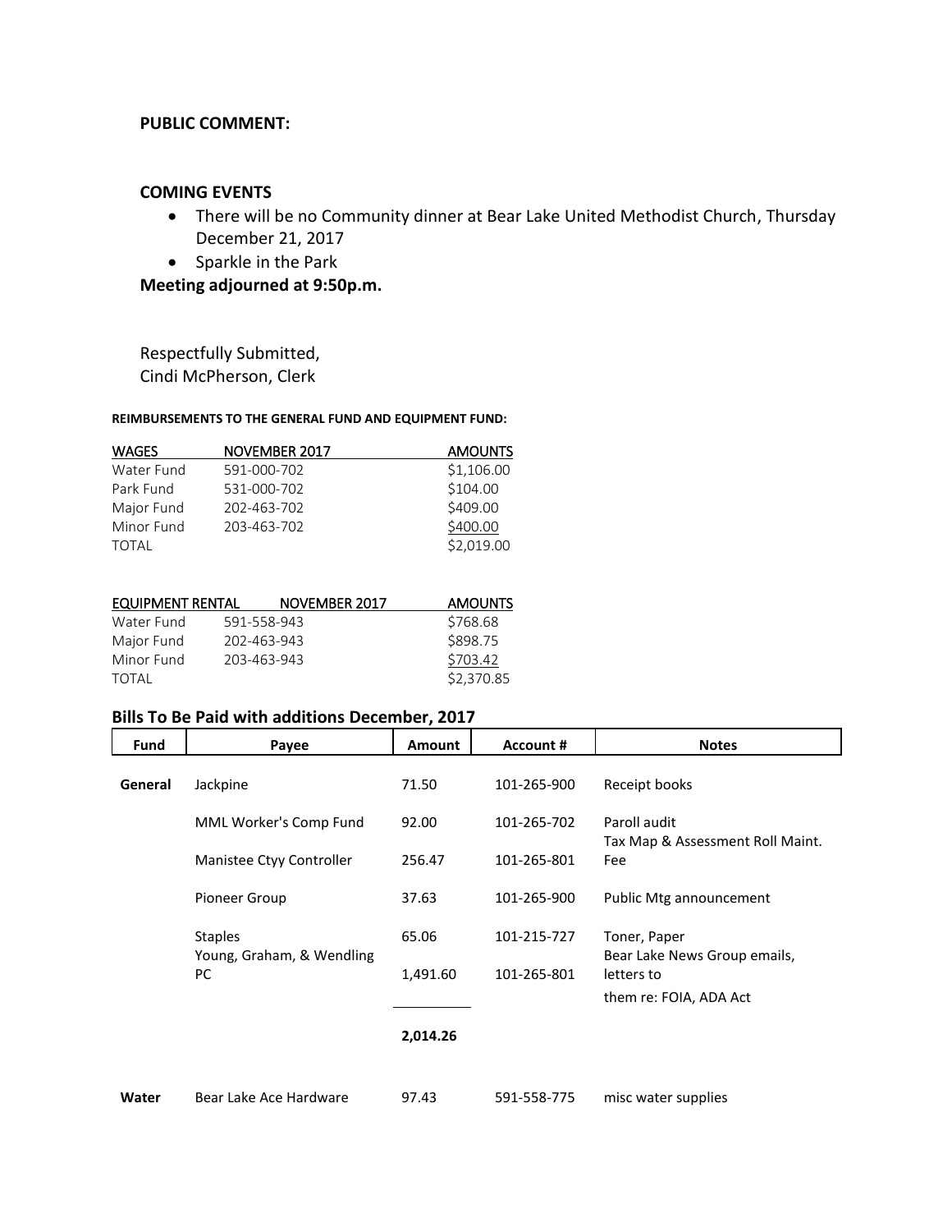**PUBLIC COMMENT:**

**COMING EVENTS**

- There will be no Community dinner at Bear Lake United Methodist Church, Thursday December 21, 2017
- Sparkle in the Park

**Meeting adjourned at 9:50p.m.**

Respectfully Submitted,
Cindi McPherson, Clerk

**REIMBURSEMENTS TO THE GENERAL FUND AND EQUIPMENT FUND:**

| WAGES | NOVEMBER 2017 | AMOUNTS |
|---|---|---|
| Water Fund | 591-000-702 | $1,106.00 |
| Park Fund | 531-000-702 | $104.00 |
| Major Fund | 202-463-702 | $409.00 |
| Minor Fund | 203-463-702 | $400.00 |
| TOTAL | | $2,019.00 |

| EQUIPMENT RENTAL | NOVEMBER 2017 | AMOUNTS |
|---|---|---|
| Water Fund | 591-558-943 | $768.68 |
| Major Fund | 202-463-943 | $898.75 |
| Minor Fund | 203-463-943 | $703.42 |
| TOTAL | | $2,370.85 |

### Bills To Be Paid with additions December, 2017

| Fund | Payee | Amount | Account # | Notes |
|---|---|---|---|---|
| **General** | Jackpine | 71.50 | 101-265-900 | Receipt books |
| | MML Worker's Comp Fund | 92.00 | 101-265-702 | Paroll audit |
| | Manistee Ctyy Controller | 256.47 | 101-265-801 | Tax Map & Assessment Roll Maint. Fee |
| | Pioneer Group | 37.63 | 101-265-900 | Public Mtg announcement |
| | Staples | 65.06 | 101-215-727 | Toner, Paper |
| | Young, Graham, & Wendling PC | 1,491.60 | 101-265-801 | Bear Lake News Group emails, letters to them re: FOIA, ADA Act |
| | | **2,014.26** | | |
| **Water** | Bear Lake Ace Hardware | 97.43 | 591-558-775 | misc water supplies |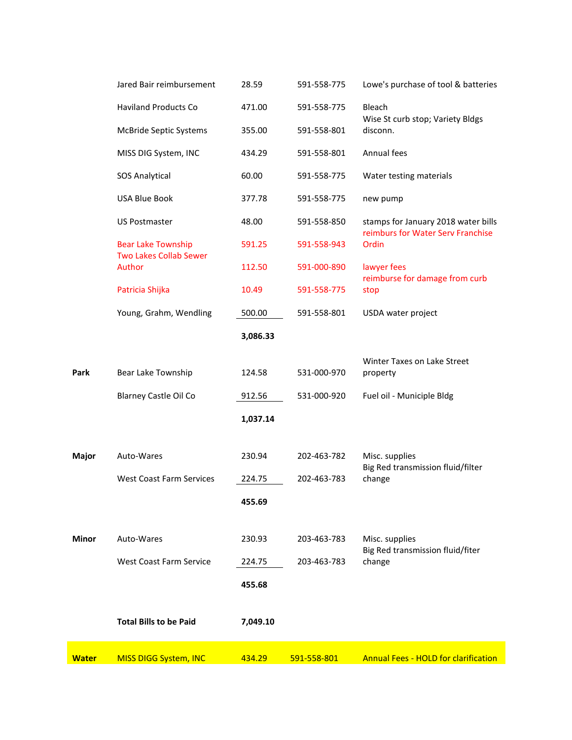| | | | | |
|---|---|---|---|---|
| | Jared Bair reimbursement | 28.59 | 591-558-775 | Lowe's purchase of tool & batteries |
| | Haviland Products Co | 471.00 | 591-558-775 | Bleach |
| | McBride Septic Systems | 355.00 | 591-558-801 | Wise St curb stop; Variety Bldgs disconn. |
| | MISS DIG System, INC | 434.29 | 591-558-801 | Annual fees |
| | SOS Analytical | 60.00 | 591-558-775 | Water testing materials |
| | USA Blue Book | 377.78 | 591-558-775 | new pump |
| | US Postmaster | 48.00 | 591-558-850 | stamps for January 2018 water bills |
| | Bear Lake Township | 591.25 | 591-558-943 | reimburs for Water Serv Franchise Ordin |
| | Two Lakes Collab Sewer Author | 112.50 | 591-000-890 | lawyer fees |
| | Patricia Shijka | 10.49 | 591-558-775 | reimburse for damage from curb stop |
| | Young, Grahm, Wendling | 500.00 | 591-558-801 | USDA water project |
| | | **3,086.33** | | |
| **Park** | Bear Lake Township | 124.58 | 531-000-970 | Winter Taxes on Lake Street property |
| | Blarney Castle Oil Co | 912.56 | 531-000-920 | Fuel oil - Municiple Bldg |
| | | **1,037.14** | | |
| **Major** | Auto-Wares | 230.94 | 202-463-782 | Misc. supplies |
| | West Coast Farm Services | 224.75 | 202-463-783 | Big Red transmission fluid/filter change |
| | | **455.69** | | |
| **Minor** | Auto-Wares | 230.93 | 203-463-783 | Misc. supplies |
| | West Coast Farm Service | 224.75 | 203-463-783 | Big Red transmission fluid/fiter change |
| | | **455.68** | | |
| | **Total Bills to be Paid** | **7,049.10** | | |
| **Water** | MISS DIGG System, INC | 434.29 | 591-558-801 | Annual Fees - HOLD for clarification |